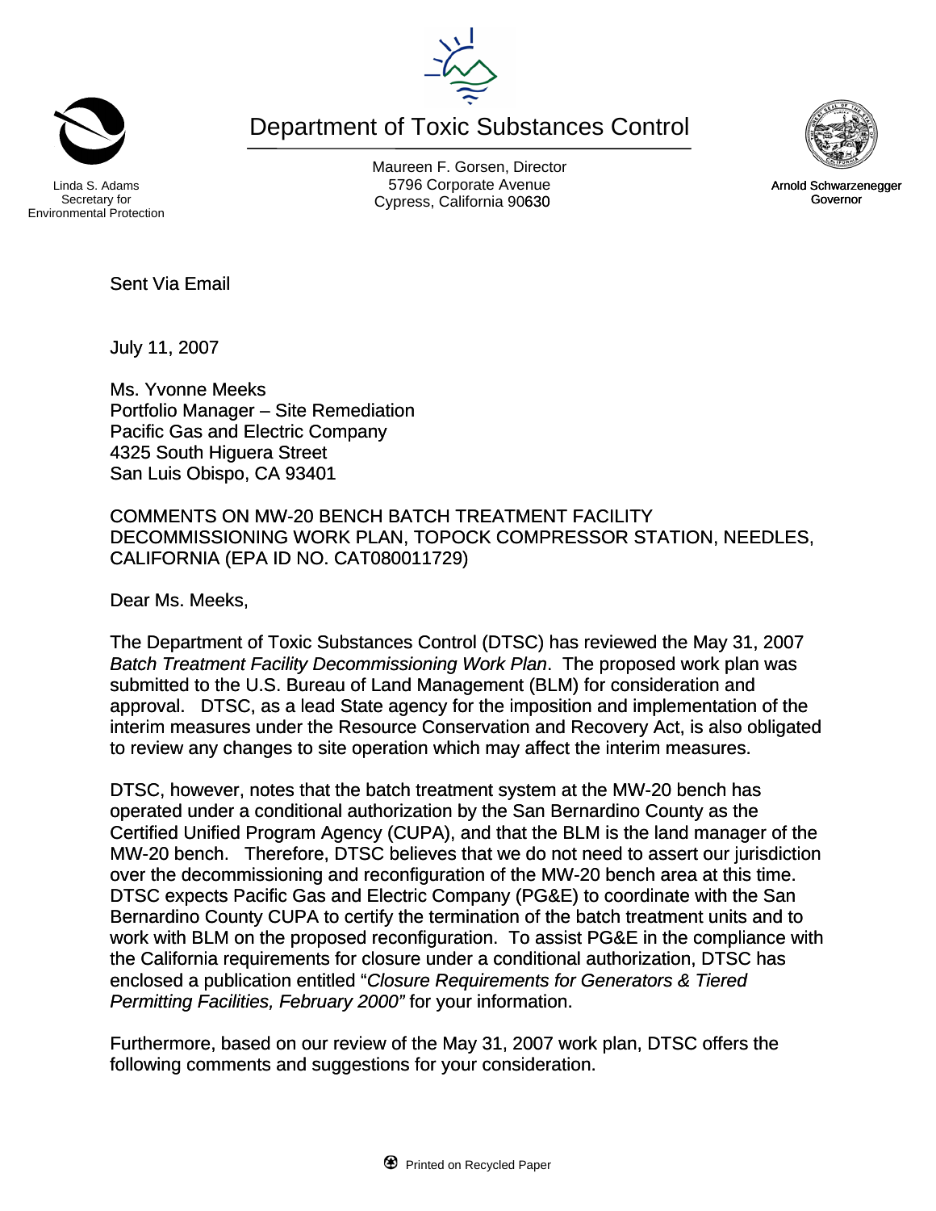Linda S. Adams
Secretary for
Environmental Protection

# Department of Toxic Substances Control

Maureen F. Gorsen, Director
5796 Corporate Avenue
Cypress, California 90630

Arnold Schwarzenegger
Governor

Sent Via Email

July 11, 2007

Ms. Yvonne Meeks
Portfolio Manager – Site Remediation
Pacific Gas and Electric Company
4325 South Higuera Street
San Luis Obispo, CA 93401

COMMENTS ON MW-20 BENCH BATCH TREATMENT FACILITY DECOMMISSIONING WORK PLAN, TOPOCK COMPRESSOR STATION, NEEDLES, CALIFORNIA (EPA ID NO. CAT080011729)

Dear Ms. Meeks,

The Department of Toxic Substances Control (DTSC) has reviewed the May 31, 2007 *Batch Treatment Facility Decommissioning Work Plan*. The proposed work plan was submitted to the U.S. Bureau of Land Management (BLM) for consideration and approval. DTSC, as a lead State agency for the imposition and implementation of the interim measures under the Resource Conservation and Recovery Act, is also obligated to review any changes to site operation which may affect the interim measures.

DTSC, however, notes that the batch treatment system at the MW-20 bench has operated under a conditional authorization by the San Bernardino County as the Certified Unified Program Agency (CUPA), and that the BLM is the land manager of the MW-20 bench. Therefore, DTSC believes that we do not need to assert our jurisdiction over the decommissioning and reconfiguration of the MW-20 bench area at this time. DTSC expects Pacific Gas and Electric Company (PG&E) to coordinate with the San Bernardino County CUPA to certify the termination of the batch treatment units and to work with BLM on the proposed reconfiguration. To assist PG&E in the compliance with the California requirements for closure under a conditional authorization, DTSC has enclosed a publication entitled "*Closure Requirements for Generators & Tiered Permitting Facilities, February 2000"* for your information.

Furthermore, based on our review of the May 31, 2007 work plan, DTSC offers the following comments and suggestions for your consideration.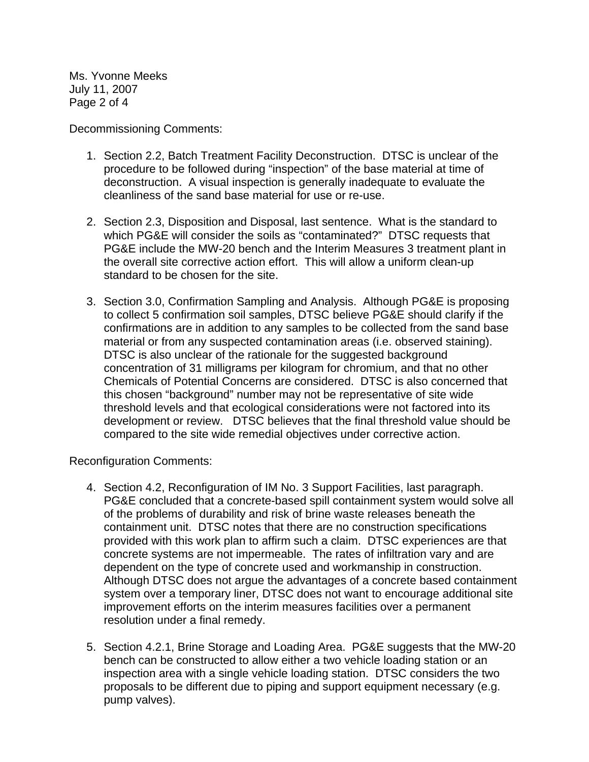Decommissioning Comments:

1. Section 2.2, Batch Treatment Facility Deconstruction. DTSC is unclear of the procedure to be followed during "inspection" of the base material at time of deconstruction. A visual inspection is generally inadequate to evaluate the cleanliness of the sand base material for use or re-use.

2. Section 2.3, Disposition and Disposal, last sentence. What is the standard to which PG&E will consider the soils as "contaminated?" DTSC requests that PG&E include the MW-20 bench and the Interim Measures 3 treatment plant in the overall site corrective action effort. This will allow a uniform clean-up standard to be chosen for the site.

3. Section 3.0, Confirmation Sampling and Analysis. Although PG&E is proposing to collect 5 confirmation soil samples, DTSC believe PG&E should clarify if the confirmations are in addition to any samples to be collected from the sand base material or from any suspected contamination areas (i.e. observed staining). DTSC is also unclear of the rationale for the suggested background concentration of 31 milligrams per kilogram for chromium, and that no other Chemicals of Potential Concerns are considered. DTSC is also concerned that this chosen "background" number may not be representative of site wide threshold levels and that ecological considerations were not factored into its development or review. DTSC believes that the final threshold value should be compared to the site wide remedial objectives under corrective action.

Reconfiguration Comments:

4. Section 4.2, Reconfiguration of IM No. 3 Support Facilities, last paragraph. PG&E concluded that a concrete-based spill containment system would solve all of the problems of durability and risk of brine waste releases beneath the containment unit. DTSC notes that there are no construction specifications provided with this work plan to affirm such a claim. DTSC experiences are that concrete systems are not impermeable. The rates of infiltration vary and are dependent on the type of concrete used and workmanship in construction. Although DTSC does not argue the advantages of a concrete based containment system over a temporary liner, DTSC does not want to encourage additional site improvement efforts on the interim measures facilities over a permanent resolution under a final remedy.

5. Section 4.2.1, Brine Storage and Loading Area. PG&E suggests that the MW-20 bench can be constructed to allow either a two vehicle loading station or an inspection area with a single vehicle loading station. DTSC considers the two proposals to be different due to piping and support equipment necessary (e.g. pump valves).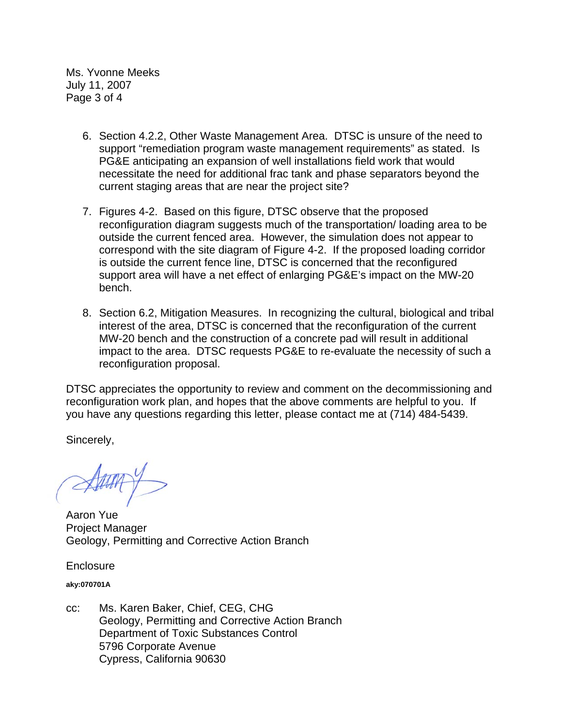6. Section 4.2.2, Other Waste Management Area. DTSC is unsure of the need to support “remediation program waste management requirements” as stated. Is PG&E anticipating an expansion of well installations field work that would necessitate the need for additional frac tank and phase separators beyond the current staging areas that are near the project site?

7. Figures 4-2. Based on this figure, DTSC observe that the proposed reconfiguration diagram suggests much of the transportation/ loading area to be outside the current fenced area. However, the simulation does not appear to correspond with the site diagram of Figure 4-2. If the proposed loading corridor is outside the current fence line, DTSC is concerned that the reconfigured support area will have a net effect of enlarging PG&E’s impact on the MW-20 bench.

8. Section 6.2, Mitigation Measures. In recognizing the cultural, biological and tribal interest of the area, DTSC is concerned that the reconfiguration of the current MW-20 bench and the construction of a concrete pad will result in additional impact to the area. DTSC requests PG&E to re-evaluate the necessity of such a reconfiguration proposal.

DTSC appreciates the opportunity to review and comment on the decommissioning and reconfiguration work plan, and hopes that the above comments are helpful to you. If you have any questions regarding this letter, please contact me at (714) 484-5439.

Sincerely,

Aaron Yue
Project Manager
Geology, Permitting and Corrective Action Branch

Enclosure

**aky:070701A**

cc: Ms. Karen Baker, Chief, CEG, CHG
Geology, Permitting and Corrective Action Branch
Department of Toxic Substances Control
5796 Corporate Avenue
Cypress, California 90630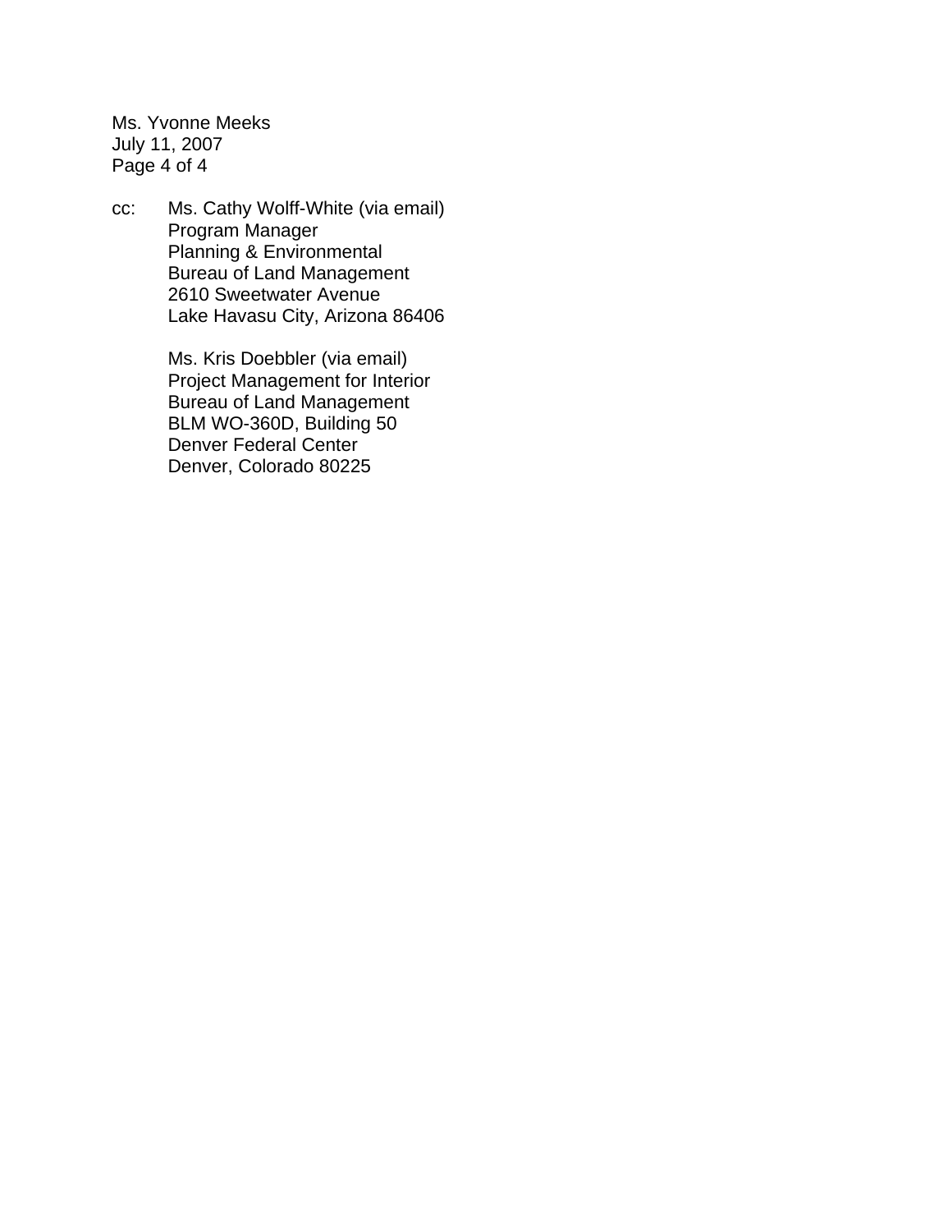cc: Ms. Cathy Wolff-White (via email)
Program Manager
Planning & Environmental
Bureau of Land Management
2610 Sweetwater Avenue
Lake Havasu City, Arizona 86406

Ms. Kris Doebbler (via email)
Project Management for Interior
Bureau of Land Management
BLM WO-360D, Building 50
Denver Federal Center
Denver, Colorado 80225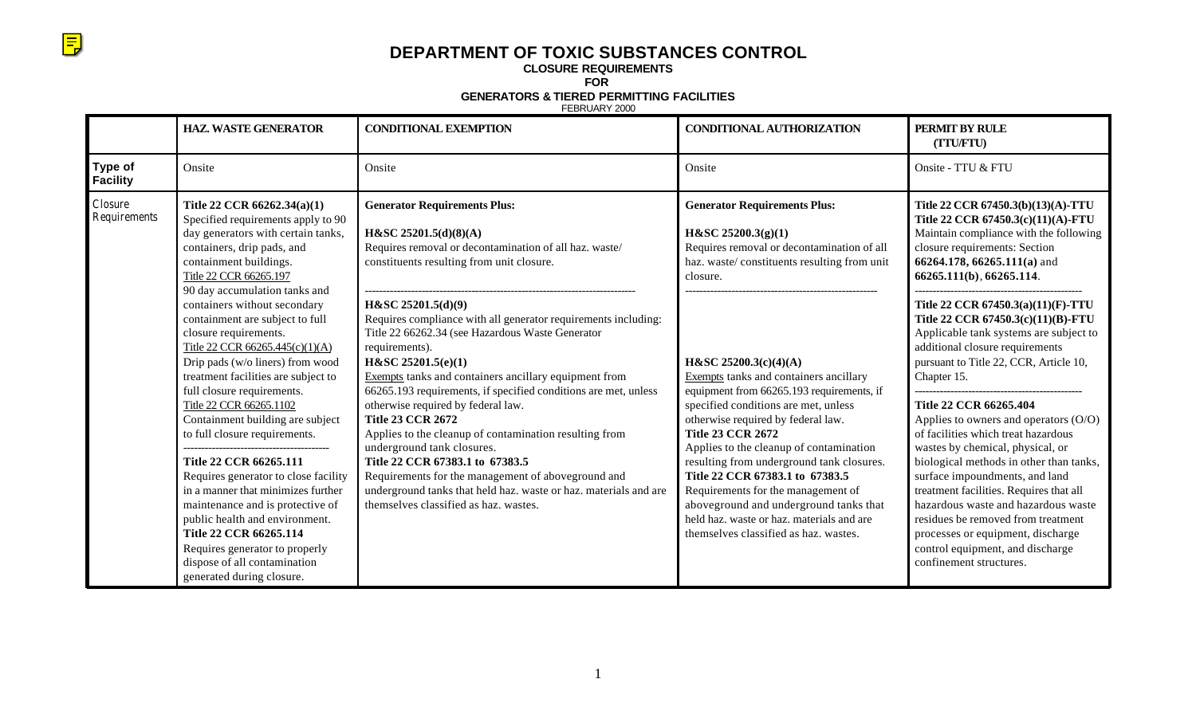# DEPARTMENT OF TOXIC SUBSTANCES CONTROL

**CLOSURE REQUIREMENTS**
**FOR**
**GENERATORS & TIERED PERMITTING FACILITIES**
FEBRUARY 2000

| | HAZ. WASTE GENERATOR | CONDITIONAL EXEMPTION | CONDITIONAL AUTHORIZATION | PERMIT BY RULE (TTU/FTU) |
|---|---|---|---|---|
| **Type of Facility** | Onsite | Onsite | Onsite | Onsite - TTU & FTU |
| **Closure Requirements** | **Title 22 CCR 66262.34(a)(1)** Specified requirements apply to 90 day generators with certain tanks, containers, drip pads, and containment buildings. <br> Title 22 CCR 66265.197 <br> 90 day accumulation tanks and containers without secondary containment are subject to full closure requirements. <br> Title 22 CCR 66265.445(c)(1)(A) <br> Drip pads (w/o liners) from wood treatment facilities are subject to full closure requirements. <br> Title 22 CCR 66265.1102 <br> Containment building are subject to full closure requirements. <br> ---------------------------------------- <br> **Title 22 CCR 66265.111** <br> Requires generator to close facility in a manner that minimizes further maintenance and is protective of public health and environment. <br> **Title 22 CCR 66265.114** <br> Requires generator to properly dispose of all contamination generated during closure. | **Generator Requirements Plus:** <br> **H&SC 25201.5(d)(8)(A)** <br> Requires removal or decontamination of all haz. waste/ constituents resulting from unit closure. <br> ---------------------------------------- <br> **H&SC 25201.5(d)(9)** <br> Requires compliance with all generator requirements including: Title 22 66262.34 (see Hazardous Waste Generator requirements). <br> **H&SC 25201.5(e)(1)** <br> Exempts tanks and containers ancillary equipment from 66265.193 requirements, if specified conditions are met, unless otherwise required by federal law. <br> **Title 23 CCR 2672** <br> Applies to the cleanup of contamination resulting from underground tank closures. <br> **Title 22 CCR 67383.1 to 67383.5** <br> Requirements for the management of aboveground and underground tanks that held haz. waste or haz. materials and are themselves classified as haz. wastes. | **Generator Requirements Plus:** <br> **H&SC 25200.3(g)(1)** <br> Requires removal or decontamination of all haz. waste/ constituents resulting from unit closure. <br> ---------------------------------------- <br> **H&SC 25200.3(c)(4)(A)** <br> Exempts tanks and containers ancillary equipment from 66265.193 requirements, if specified conditions are met, unless otherwise required by federal law. <br> **Title 23 CCR 2672** <br> Applies to the cleanup of contamination resulting from underground tank closures. <br> **Title 22 CCR 67383.1 to 67383.5** <br> Requirements for the management of aboveground and underground tanks that held haz. waste or haz. materials and are themselves classified as haz. wastes. | **Title 22 CCR 67450.3(b)(13)(A)-TTU** <br> **Title 22 CCR 67450.3(c)(11)(A)-FTU** <br> Maintain compliance with the following closure requirements: Section **66264.178, 66265.111(a)** and **66265.111(b)**, **66265.114**. <br> ---------------------------------------- <br> **Title 22 CCR 67450.3(a)(11)(F)-TTU** <br> **Title 22 CCR 67450.3(c)(11)(B)-FTU** <br> Applicable tank systems are subject to additional closure requirements pursuant to Title 22, CCR, Article 10, Chapter 15. <br> ---------------------------------------- <br> **Title 22 CCR 66265.404** <br> Applies to owners and operators (O/O) of facilities which treat hazardous wastes by chemical, physical, or biological methods in other than tanks, surface impoundments, and land treatment facilities. Requires that all hazardous waste and hazardous waste residues be removed from treatment processes or equipment, discharge control equipment, and discharge confinement structures. |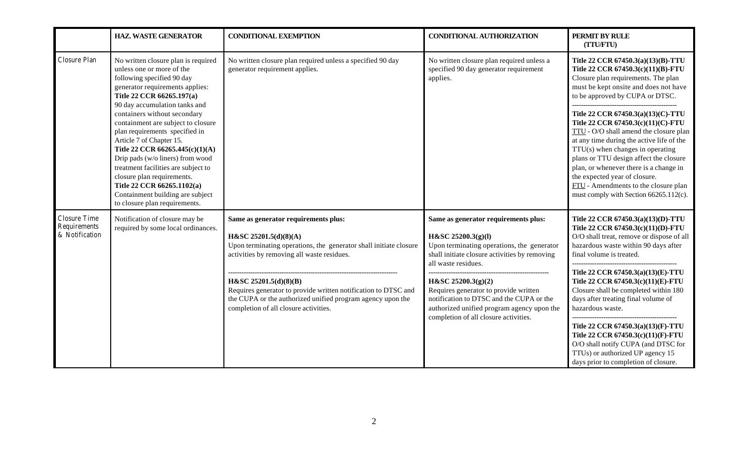| | **HAZ. WASTE GENERATOR** | **CONDITIONAL EXEMPTION** | **CONDITIONAL AUTHORIZATION** | **PERMIT BY RULE (TTU/FTU)** |
|---|---|---|---|---|
| Closure Plan | No written closure plan is required unless one or more of the following specified 90 day generator requirements applies: **Title 22 CCR 66265.197(a)** 90 day accumulation tanks and containers without secondary containment are subject to closure plan requirements specified in Article 7 of Chapter 15. **Title 22 CCR 66265.445(c)(1)(A)** Drip pads (w/o liners) from wood treatment facilities are subject to closure plan requirements. **Title 22 CCR 66265.1102(a)** Containment building are subject to closure plan requirements. | No written closure plan required unless a specified 90 day generator requirement applies. | No written closure plan required unless a specified 90 day generator requirement applies. | **Title 22 CCR 67450.3(a)(13)(B)-TTU** **Title 22 CCR 67450.3(c)(11)(B)-FTU** Closure plan requirements. The plan must be kept onsite and does not have to be approved by CUPA or DTSC. ---------------------------------------------- **Title 22 CCR 67450.3(a)(13)(C)-TTU** **Title 22 CCR 67450.3(c)(11)(C)-FTU** TTU - O/O shall amend the closure plan at any time during the active life of the TTU(s) when changes in operating plans or TTU design affect the closure plan, or whenever there is a change in the expected year of closure. FTU - Amendments to the closure plan must comply with Section 66265.112(c). |
| Closure Time Requirements & Notification | Notification of closure may be required by some local ordinances. | **Same as generator requirements plus:** **H&SC 25201.5(d)(8)(A)** Upon terminating operations, the generator shall initiate closure activities by removing all waste residues. ---------------------------------------------------------------------------- **H&SC 25201.5(d)(8)(B)** Requires generator to provide written notification to DTSC and the CUPA or the authorized unified program agency upon the completion of all closure activities. | **Same as generator requirements plus:** **H&SC 25200.3(g)(l)** Upon terminating operations, the generator shall initiate closure activities by removing all waste residues. ------------------------------------------------------ **H&SC 25200.3(g)(2)** Requires generator to provide written notification to DTSC and the CUPA or the authorized unified program agency upon the completion of all closure activities. | **Title 22 CCR 67450.3(a)(13)(D)-TTU** **Title 22 CCR 67450.3(c)(11)(D)-FTU** O/O shall treat, remove or dispose of all hazardous waste within 90 days after final volume is treated. ---------------------------------------------- **Title 22 CCR 67450.3(a)(13)(E)-TTU** **Title 22 CCR 67450.3(c)(11)(E)-FTU** Closure shall be completed within 180 days after treating final volume of hazardous waste. ---------------------------------------------- **Title 22 CCR 67450.3(a)(13)(F)-TTU** **Title 22 CCR 67450.3(c)(11)(F)-FTU** O/O shall notify CUPA (and DTSC for TTUs) or authorized UP agency 15 days prior to completion of closure. |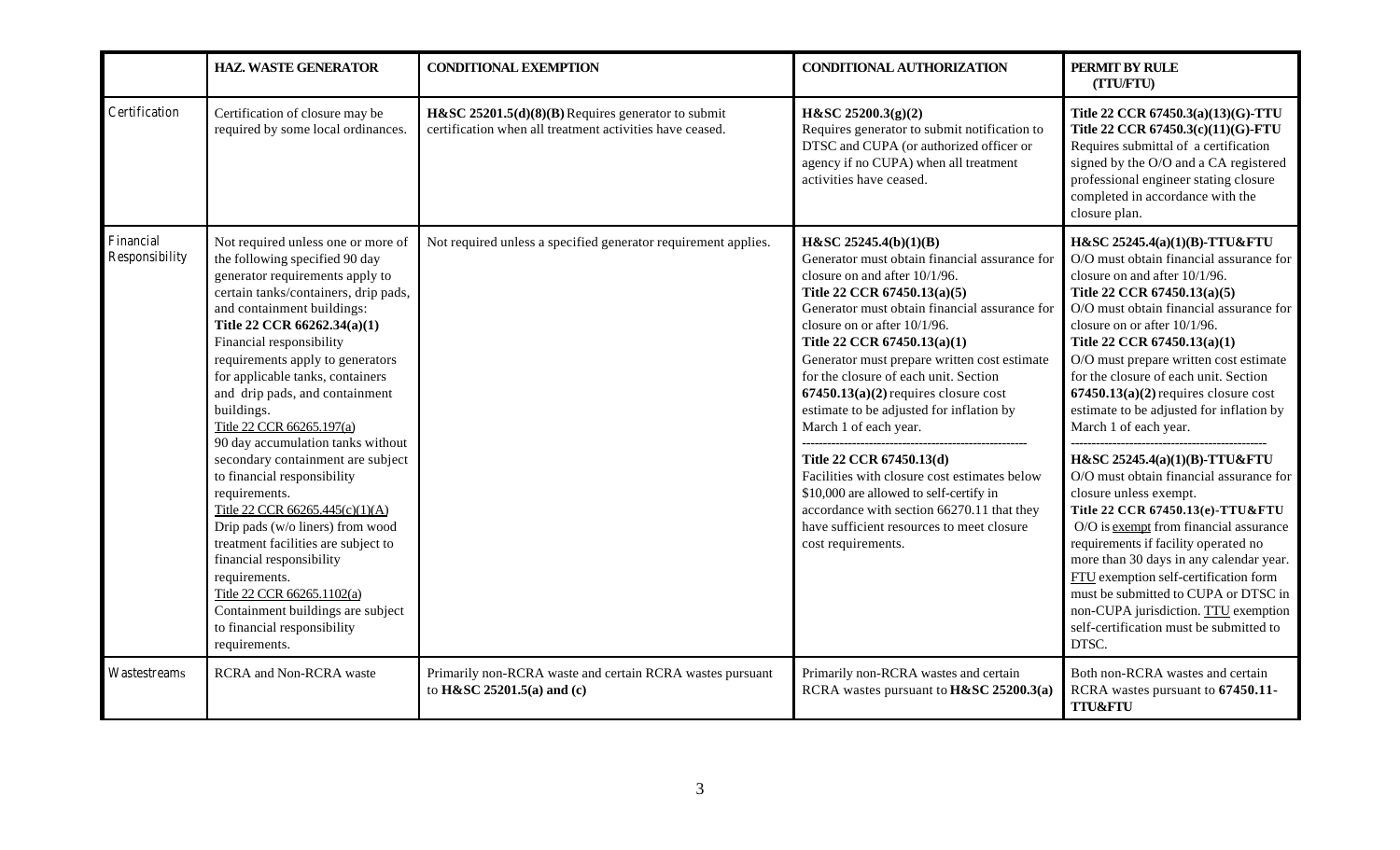| | HAZ. WASTE GENERATOR | CONDITIONAL EXEMPTION | CONDITIONAL AUTHORIZATION | PERMIT BY RULE (TTU/FTU) |
|---|---|---|---|---|
| Certification | Certification of closure may be required by some local ordinances. | **H&SC 25201.5(d)(8)(B)** Requires generator to submit certification when all treatment activities have ceased. | **H&SC 25200.3(g)(2)** Requires generator to submit notification to DTSC and CUPA (or authorized officer or agency if no CUPA) when all treatment activities have ceased. | **Title 22 CCR 67450.3(a)(13)(G)-TTU** **Title 22 CCR 67450.3(c)(11)(G)-FTU** Requires submittal of a certification signed by the O/O and a CA registered professional engineer stating closure completed in accordance with the closure plan. |
| Financial Responsibility | Not required unless one or more of the following specified 90 day generator requirements apply to certain tanks/containers, drip pads, and containment buildings: **Title 22 CCR 66262.34(a)(1)** Financial responsibility requirements apply to generators for applicable tanks, containers and drip pads, and containment buildings. Title 22 CCR 66265.197(a) 90 day accumulation tanks without secondary containment are subject to financial responsibility requirements. Title 22 CCR 66265.445(c)(1)(A) Drip pads (w/o liners) from wood treatment facilities are subject to financial responsibility requirements. Title 22 CCR 66265.1102(a) Containment buildings are subject to financial responsibility requirements. | Not required unless a specified generator requirement applies. | **H&SC 25245.4(b)(1)(B)** Generator must obtain financial assurance for closure on and after 10/1/96. **Title 22 CCR 67450.13(a)(5)** Generator must obtain financial assurance for closure on or after 10/1/96. **Title 22 CCR 67450.13(a)(1)** Generator must prepare written cost estimate for the closure of each unit. Section **67450.13(a)(2)** requires closure cost estimate to be adjusted for inflation by March 1 of each year. ---------------------------------------------------- **Title 22 CCR 67450.13(d)** Facilities with closure cost estimates below $10,000 are allowed to self-certify in accordance with section 66270.11 that they have sufficient resources to meet closure cost requirements. | **H&SC 25245.4(a)(1)(B)-TTU&FTU** O/O must obtain financial assurance for closure on and after 10/1/96. **Title 22 CCR 67450.13(a)(5)** O/O must obtain financial assurance for closure on or after 10/1/96. **Title 22 CCR 67450.13(a)(1)** O/O must prepare written cost estimate for the closure of each unit. Section **67450.13(a)(2)** requires closure cost estimate to be adjusted for inflation by March 1 of each year. ---------------------------------------------- **H&SC 25245.4(a)(1)(B)-TTU&FTU** O/O must obtain financial assurance for closure unless exempt. **Title 22 CCR 67450.13(e)-TTU&FTU** O/O is exempt from financial assurance requirements if facility operated no more than 30 days in any calendar year. FTU exemption self-certification form must be submitted to CUPA or DTSC in non-CUPA jurisdiction. TTU exemption self-certification must be submitted to DTSC. |
| Wastestreams | RCRA and Non-RCRA waste | Primarily non-RCRA waste and certain RCRA wastes pursuant to **H&SC 25201.5(a) and (c)** | Primarily non-RCRA wastes and certain RCRA wastes pursuant to **H&SC 25200.3(a)** | Both non-RCRA wastes and certain RCRA wastes pursuant to **67450.11-TTU&FTU** |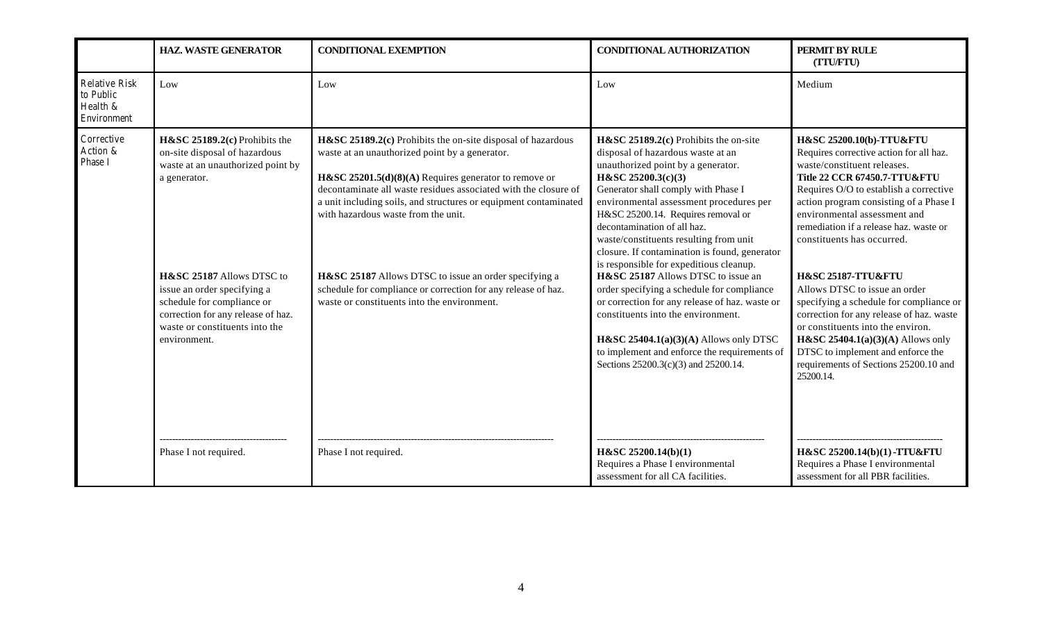| | HAZ. WASTE GENERATOR | CONDITIONAL EXEMPTION | CONDITIONAL AUTHORIZATION | PERMIT BY RULE (TTU/FTU) |
|---|---|---|---|---|
| Relative Risk to Public Health & Environment | Low | Low | Low | Medium |
| Corrective Action & Phase I | **H&SC 25189.2(c)** Prohibits the on-site disposal of hazardous waste at an unauthorized point by a generator.<br><br>**H&SC 25187** Allows DTSC to issue an order specifying a schedule for compliance or correction for any release of haz. waste or constituents into the environment.<br><br>---<br>Phase I not required. | **H&SC 25189.2(c)** Prohibits the on-site disposal of hazardous waste at an unauthorized point by a generator.<br><br>**H&SC 25201.5(d)(8)(A)** Requires generator to remove or decontaminate all waste residues associated with the closure of a unit including soils, and structures or equipment contaminated with hazardous waste from the unit.<br><br>**H&SC 25187** Allows DTSC to issue an order specifying a schedule for compliance or correction for any release of haz. waste or constituents into the environment.<br><br>---<br>Phase I not required. | **H&SC 25189.2(c)** Prohibits the on-site disposal of hazardous waste at an unauthorized point by a generator.<br>**H&SC 25200.3(c)(3)**<br>Generator shall comply with Phase I environmental assessment procedures per H&SC 25200.14. Requires removal or decontamination of all haz. waste/constituents resulting from unit closure. If contamination is found, generator is responsible for expeditious cleanup.<br>**H&SC 25187** Allows DTSC to issue an order specifying a schedule for compliance or correction for any release of haz. waste or constituents into the environment.<br><br>**H&SC 25404.1(a)(3)(A)** Allows only DTSC to implement and enforce the requirements of Sections 25200.3(c)(3) and 25200.14.<br><br>---<br>**H&SC 25200.14(b)(1)**<br>Requires a Phase I environmental assessment for all CA facilities. | **H&SC 25200.10(b)-TTU&FTU**<br>Requires corrective action for all haz. waste/constituent releases.<br>**Title 22 CCR 67450.7-TTU&FTU**<br>Requires O/O to establish a corrective action program consisting of a Phase I environmental assessment and remediation if a release haz. waste or constituents has occurred.<br><br>**H&SC 25187-TTU&FTU**<br>Allows DTSC to issue an order specifying a schedule for compliance or correction for any release of haz. waste or constituents into the environ.<br>**H&SC 25404.1(a)(3)(A)** Allows only DTSC to implement and enforce the requirements of Sections 25200.10 and 25200.14.<br><br>---<br>**H&SC 25200.14(b)(1) -TTU&FTU**<br>Requires a Phase I environmental assessment for all PBR facilities. |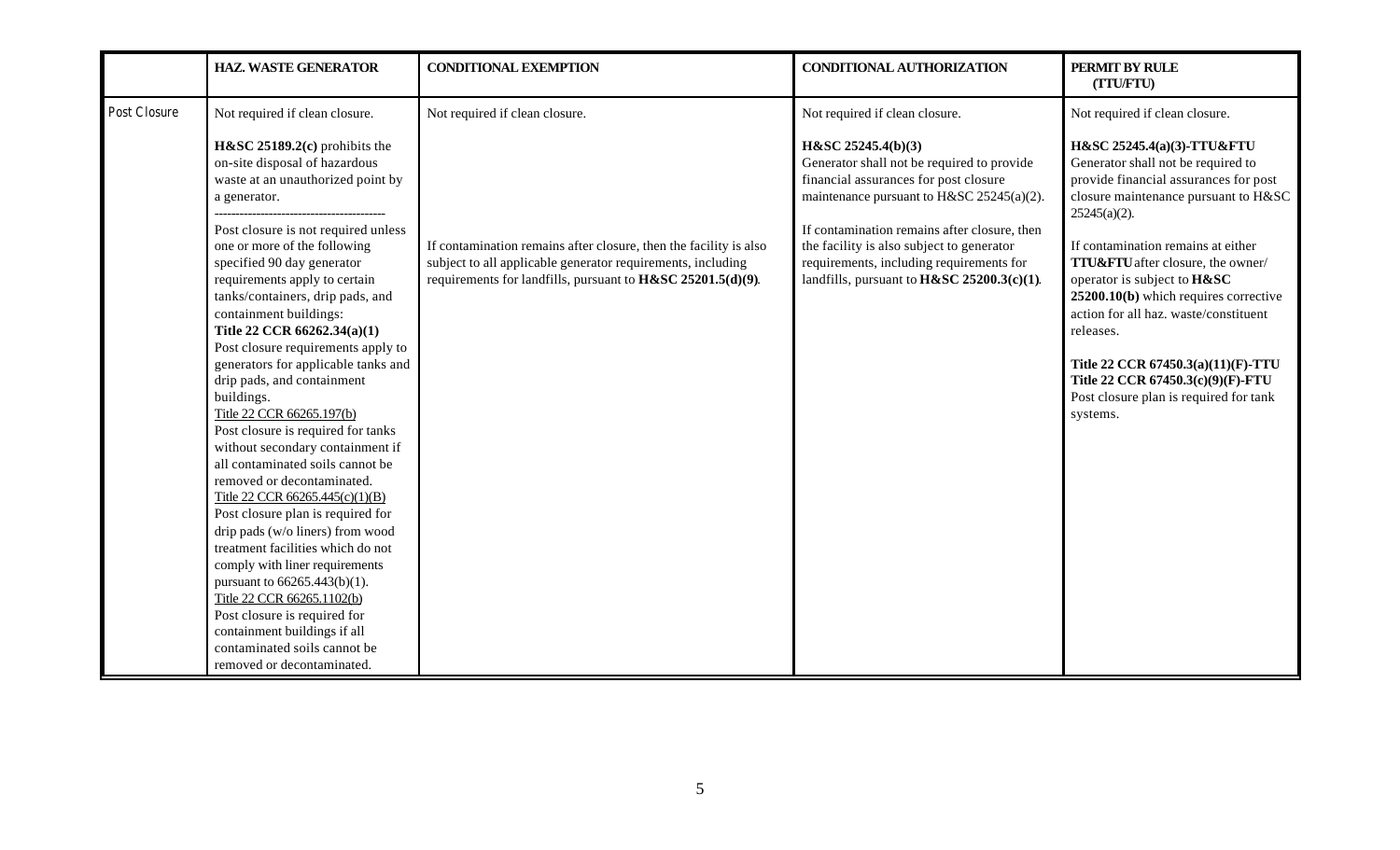| | HAZ. WASTE GENERATOR | CONDITIONAL EXEMPTION | CONDITIONAL AUTHORIZATION | PERMIT BY RULE (TTU/FTU) |
|---|---|---|---|---|
| Post Closure | Not required if clean closure.<br><br>**H&SC 25189.2(c)** prohibits the on-site disposal of hazardous waste at an unauthorized point by a generator.<br>----------------------------------------<br>Post closure is not required unless one or more of the following specified 90 day generator requirements apply to certain tanks/containers, drip pads, and containment buildings:<br>**Title 22 CCR 66262.34(a)(1)**<br>Post closure requirements apply to generators for applicable tanks and drip pads, and containment buildings.<br>Title 22 CCR 66265.197(b)<br>Post closure is required for tanks without secondary containment if all contaminated soils cannot be removed or decontaminated.<br>Title 22 CCR 66265.445(c)(1)(B)<br>Post closure plan is required for drip pads (w/o liners) from wood treatment facilities which do not comply with liner requirements pursuant to 66265.443(b)(1).<br>Title 22 CCR 66265.1102(b)<br>Post closure is required for containment buildings if all contaminated soils cannot be removed or decontaminated. | Not required if clean closure.<br><br>If contamination remains after closure, then the facility is also subject to all applicable generator requirements, including requirements for landfills, pursuant to **H&SC 25201.5(d)(9)**. | Not required if clean closure.<br><br>**H&SC 25245.4(b)(3)**<br>Generator shall not be required to provide financial assurances for post closure maintenance pursuant to H&SC 25245(a)(2).<br><br>If contamination remains after closure, then the facility is also subject to generator requirements, including requirements for landfills, pursuant to **H&SC 25200.3(c)(1)**. | Not required if clean closure.<br><br>**H&SC 25245.4(a)(3)-TTU&FTU**<br>Generator shall not be required to provide financial assurances for post closure maintenance pursuant to H&SC 25245(a)(2).<br><br>If contamination remains at either **TTU&FTU** after closure, the owner/ operator is subject to **H&SC 25200.10(b)** which requires corrective action for all haz. waste/constituent releases.<br><br>**Title 22 CCR 67450.3(a)(11)(F)-TTU**<br>**Title 22 CCR 67450.3(c)(9)(F)-FTU**<br>Post closure plan is required for tank systems. |